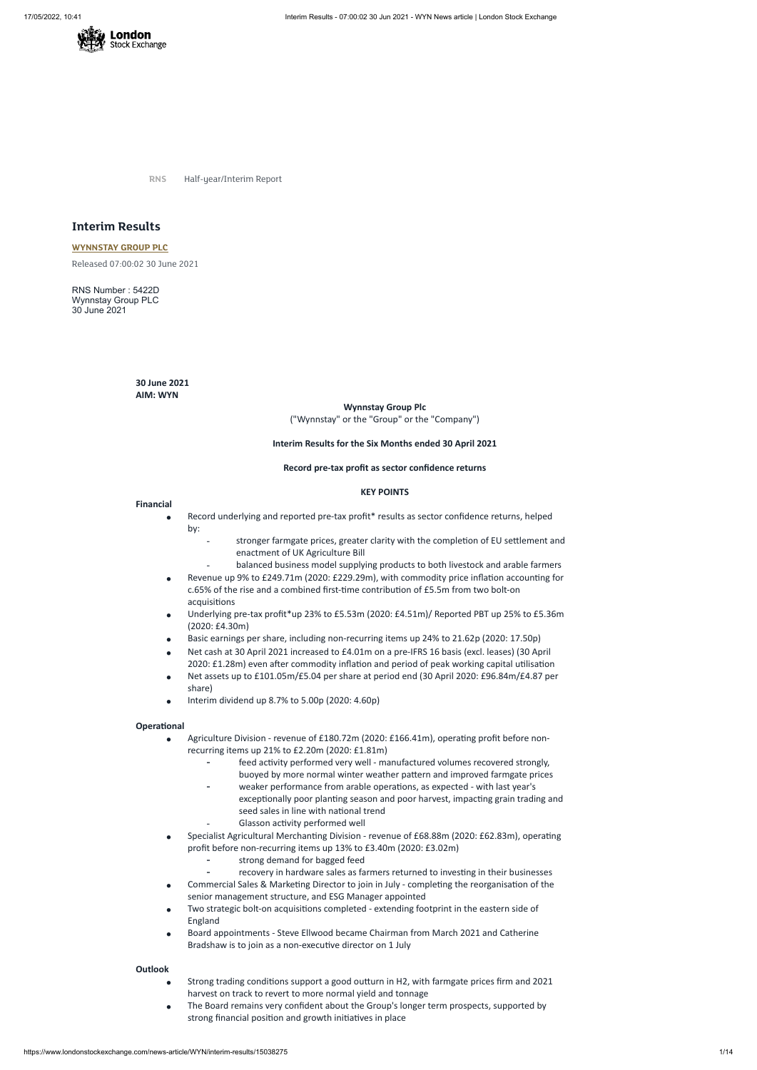RNS Half-year/Interim Report

# Interim Results

**WYNNSTAY GROUP PLC**

Released 07:00:02 30 June 2021

RNS Number : 5422D
Wynnstay Group PLC
30 June 2021

**30 June 2021**
**AIM: WYN**

**Wynnstay Group Plc**
("Wynnstay" or the "Group" or the "Company")

**Interim Results for the Six Months ended 30 April 2021**

**Record pre-tax profit as sector confidence returns**

**KEY POINTS**

**Financial**

- Record underlying and reported pre-tax profit* results as sector confidence returns, helped by:
  - stronger farmgate prices, greater clarity with the completion of EU settlement and enactment of UK Agriculture Bill
  - balanced business model supplying products to both livestock and arable farmers
- Revenue up 9% to £249.71m (2020: £229.29m), with commodity price inflation accounting for c.65% of the rise and a combined first-time contribution of £5.5m from two bolt-on acquisitions
- Underlying pre-tax profit*up 23% to £5.53m (2020: £4.51m)/ Reported PBT up 25% to £5.36m (2020: £4.30m)
- Basic earnings per share, including non-recurring items up 24% to 21.62p (2020: 17.50p)
- Net cash at 30 April 2021 increased to £4.01m on a pre-IFRS 16 basis (excl. leases) (30 April 2020: £1.28m) even after commodity inflation and period of peak working capital utilisation
- Net assets up to £101.05m/£5.04 per share at period end (30 April 2020: £96.84m/£4.87 per share)
- Interim dividend up 8.7% to 5.00p (2020: 4.60p)

**Operational**

- Agriculture Division - revenue of £180.72m (2020: £166.41m), operating profit before non-recurring items up 21% to £2.20m (2020: £1.81m)
  - feed activity performed very well - manufactured volumes recovered strongly, buoyed by more normal winter weather pattern and improved farmgate prices
  - weaker performance from arable operations, as expected - with last year's exceptionally poor planting season and poor harvest, impacting grain trading and seed sales in line with national trend
  - Glasson activity performed well
- Specialist Agricultural Merchanting Division - revenue of £68.88m (2020: £62.83m), operating profit before non-recurring items up 13% to £3.40m (2020: £3.02m)
  - strong demand for bagged feed
  - recovery in hardware sales as farmers returned to investing in their businesses
- Commercial Sales & Marketing Director to join in July - completing the reorganisation of the senior management structure, and ESG Manager appointed
- Two strategic bolt-on acquisitions completed - extending footprint in the eastern side of England
- Board appointments - Steve Ellwood became Chairman from March 2021 and Catherine Bradshaw is to join as a non-executive director on 1 July

**Outlook**

- Strong trading conditions support a good outturn in H2, with farmgate prices firm and 2021 harvest on track to revert to more normal yield and tonnage
- The Board remains very confident about the Group's longer term prospects, supported by strong financial position and growth initiatives in place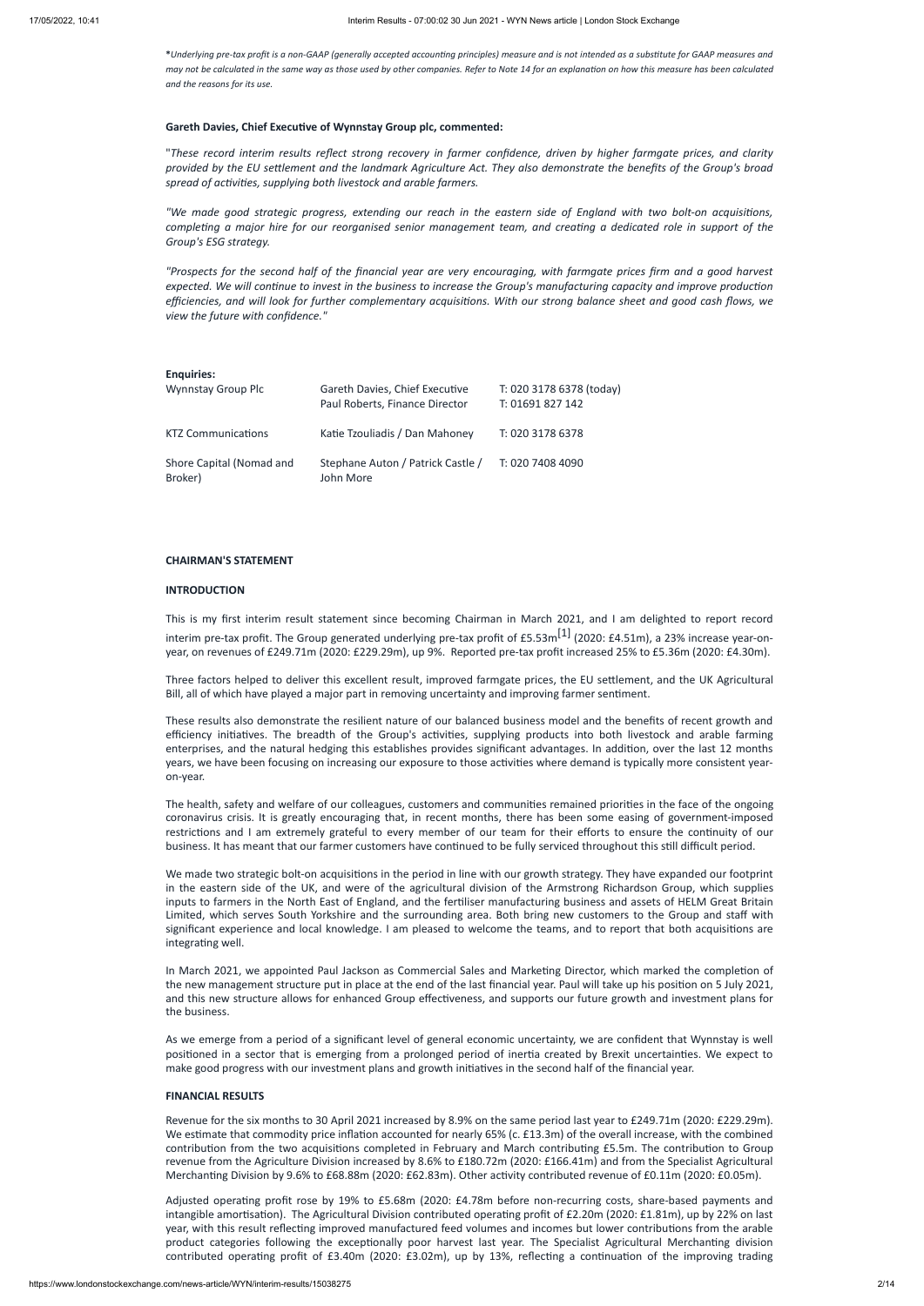*Underlying pre-tax profit is a non-GAAP (generally accepted accounting principles) measure and is not intended as a substitute for GAAP measures and may not be calculated in the same way as those used by other companies. Refer to Note 14 for an explanation on how this measure has been calculated and the reasons for its use.*

**Gareth Davies, Chief Executive of Wynnstay Group plc, commented:**

"*These record interim results reflect strong recovery in farmer confidence, driven by higher farmgate prices, and clarity provided by the EU settlement and the landmark Agriculture Act. They also demonstrate the benefits of the Group's broad spread of activities, supplying both livestock and arable farmers.*

*"We made good strategic progress, extending our reach in the eastern side of England with two bolt-on acquisitions, completing a major hire for our reorganised senior management team, and creating a dedicated role in support of the Group's ESG strategy.*

*"Prospects for the second half of the financial year are very encouraging, with farmgate prices firm and a good harvest expected. We will continue to invest in the business to increase the Group's manufacturing capacity and improve production efficiencies, and will look for further complementary acquisitions. With our strong balance sheet and good cash flows, we view the future with confidence."*

**Enquiries:**

| | | |
|---|---|---|
| Wynnstay Group Plc | Gareth Davies, Chief Executive<br>Paul Roberts, Finance Director | T: 020 3178 6378 (today)<br>T: 01691 827 142 |
| KTZ Communications | Katie Tzouliadis / Dan Mahoney | T: 020 3178 6378 |
| Shore Capital (Nomad and Broker) | Stephane Auton / Patrick Castle / John More | T: 020 7408 4090 |

**CHAIRMAN'S STATEMENT**

**INTRODUCTION**

This is my first interim result statement since becoming Chairman in March 2021, and I am delighted to report record interim pre-tax profit. The Group generated underlying pre-tax profit of £5.53m[1] (2020: £4.51m), a 23% increase year-on-year, on revenues of £249.71m (2020: £229.29m), up 9%. Reported pre-tax profit increased 25% to £5.36m (2020: £4.30m).

Three factors helped to deliver this excellent result, improved farmgate prices, the EU settlement, and the UK Agricultural Bill, all of which have played a major part in removing uncertainty and improving farmer sentiment.

These results also demonstrate the resilient nature of our balanced business model and the benefits of recent growth and efficiency initiatives. The breadth of the Group's activities, supplying products into both livestock and arable farming enterprises, and the natural hedging this establishes provides significant advantages. In addition, over the last 12 months years, we have been focusing on increasing our exposure to those activities where demand is typically more consistent year-on-year.

The health, safety and welfare of our colleagues, customers and communities remained priorities in the face of the ongoing coronavirus crisis. It is greatly encouraging that, in recent months, there has been some easing of government-imposed restrictions and I am extremely grateful to every member of our team for their efforts to ensure the continuity of our business. It has meant that our farmer customers have continued to be fully serviced throughout this still difficult period.

We made two strategic bolt-on acquisitions in the period in line with our growth strategy. They have expanded our footprint in the eastern side of the UK, and were of the agricultural division of the Armstrong Richardson Group, which supplies inputs to farmers in the North East of England, and the fertiliser manufacturing business and assets of HELM Great Britain Limited, which serves South Yorkshire and the surrounding area. Both bring new customers to the Group and staff with significant experience and local knowledge. I am pleased to welcome the teams, and to report that both acquisitions are integrating well.

In March 2021, we appointed Paul Jackson as Commercial Sales and Marketing Director, which marked the completion of the new management structure put in place at the end of the last financial year. Paul will take up his position on 5 July 2021, and this new structure allows for enhanced Group effectiveness, and supports our future growth and investment plans for the business.

As we emerge from a period of a significant level of general economic uncertainty, we are confident that Wynnstay is well positioned in a sector that is emerging from a prolonged period of inertia created by Brexit uncertainties. We expect to make good progress with our investment plans and growth initiatives in the second half of the financial year.

**FINANCIAL RESULTS**

Revenue for the six months to 30 April 2021 increased by 8.9% on the same period last year to £249.71m (2020: £229.29m). We estimate that commodity price inflation accounted for nearly 65% (c. £13.3m) of the overall increase, with the combined contribution from the two acquisitions completed in February and March contributing £5.5m. The contribution to Group revenue from the Agriculture Division increased by 8.6% to £180.72m (2020: £166.41m) and from the Specialist Agricultural Merchanting Division by 9.6% to £68.88m (2020: £62.83m). Other activity contributed revenue of £0.11m (2020: £0.05m).

Adjusted operating profit rose by 19% to £5.68m (2020: £4.78m before non-recurring costs, share-based payments and intangible amortisation). The Agricultural Division contributed operating profit of £2.20m (2020: £1.81m), up by 22% on last year, with this result reflecting improved manufactured feed volumes and incomes but lower contributions from the arable product categories following the exceptionally poor harvest last year. The Specialist Agricultural Merchanting division contributed operating profit of £3.40m (2020: £3.02m), up by 13%, reflecting a continuation of the improving trading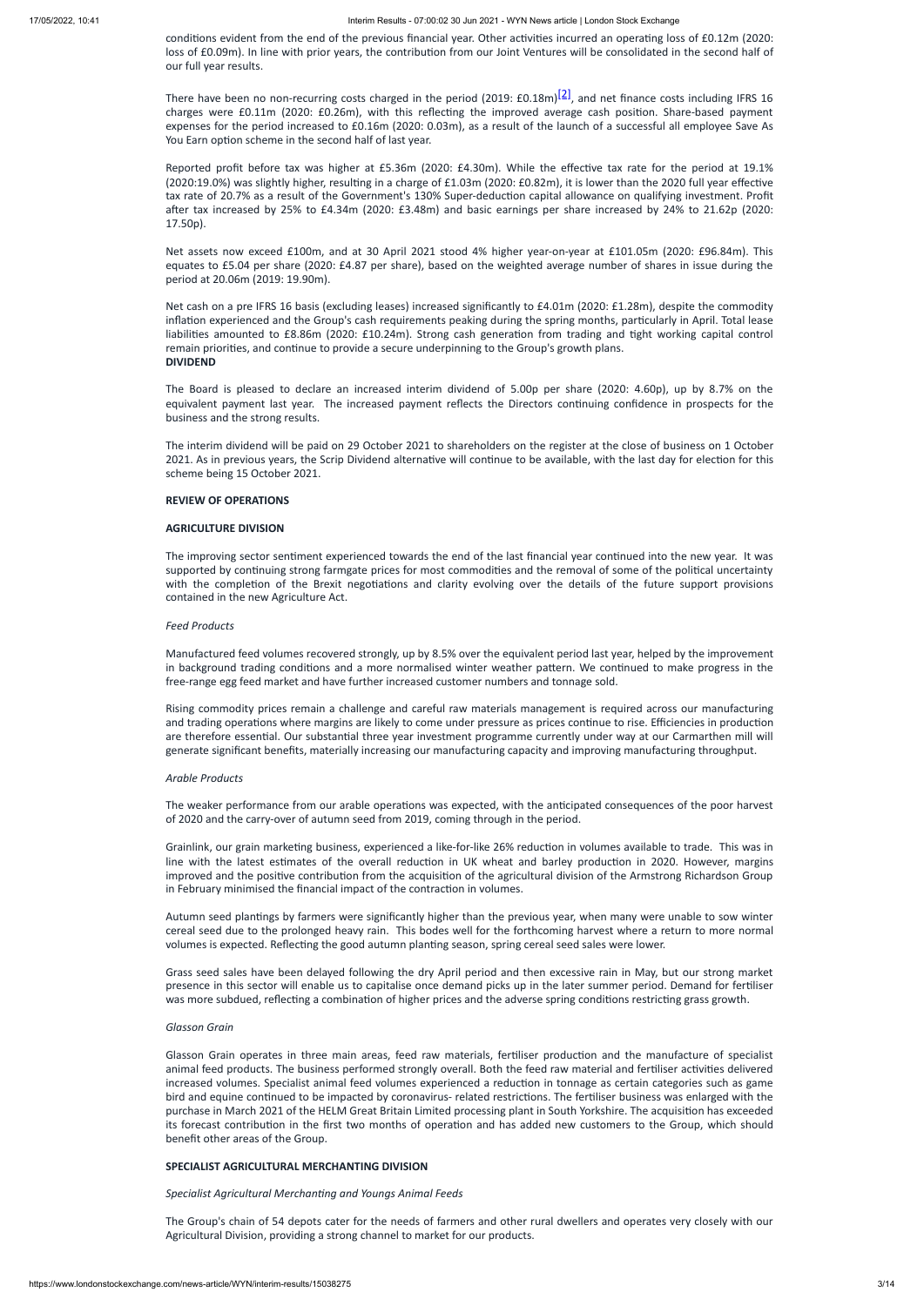conditions evident from the end of the previous financial year. Other activities incurred an operating loss of £0.12m (2020: loss of £0.09m). In line with prior years, the contribution from our Joint Ventures will be consolidated in the second half of our full year results.

There have been no non-recurring costs charged in the period (2019: £0.18m)[2], and net finance costs including IFRS 16 charges were £0.11m (2020: £0.26m), with this reflecting the improved average cash position. Share-based payment expenses for the period increased to £0.16m (2020: 0.03m), as a result of the launch of a successful all employee Save As You Earn option scheme in the second half of last year.

Reported profit before tax was higher at £5.36m (2020: £4.30m). While the effective tax rate for the period at 19.1% (2020:19.0%) was slightly higher, resulting in a charge of £1.03m (2020: £0.82m), it is lower than the 2020 full year effective tax rate of 20.7% as a result of the Government's 130% Super-deduction capital allowance on qualifying investment. Profit after tax increased by 25% to £4.34m (2020: £3.48m) and basic earnings per share increased by 24% to 21.62p (2020: 17.50p).

Net assets now exceed £100m, and at 30 April 2021 stood 4% higher year-on-year at £101.05m (2020: £96.84m). This equates to £5.04 per share (2020: £4.87 per share), based on the weighted average number of shares in issue during the period at 20.06m (2019: 19.90m).

Net cash on a pre IFRS 16 basis (excluding leases) increased significantly to £4.01m (2020: £1.28m), despite the commodity inflation experienced and the Group's cash requirements peaking during the spring months, particularly in April. Total lease liabilities amounted to £8.86m (2020: £10.24m). Strong cash generation from trading and tight working capital control remain priorities, and continue to provide a secure underpinning to the Group's growth plans.

**DIVIDEND**

The Board is pleased to declare an increased interim dividend of 5.00p per share (2020: 4.60p), up by 8.7% on the equivalent payment last year. The increased payment reflects the Directors continuing confidence in prospects for the business and the strong results.

The interim dividend will be paid on 29 October 2021 to shareholders on the register at the close of business on 1 October 2021. As in previous years, the Scrip Dividend alternative will continue to be available, with the last day for election for this scheme being 15 October 2021.

**REVIEW OF OPERATIONS**

**AGRICULTURE DIVISION**

The improving sector sentiment experienced towards the end of the last financial year continued into the new year. It was supported by continuing strong farmgate prices for most commodities and the removal of some of the political uncertainty with the completion of the Brexit negotiations and clarity evolving over the details of the future support provisions contained in the new Agriculture Act.

*Feed Products*

Manufactured feed volumes recovered strongly, up by 8.5% over the equivalent period last year, helped by the improvement in background trading conditions and a more normalised winter weather pattern. We continued to make progress in the free-range egg feed market and have further increased customer numbers and tonnage sold.

Rising commodity prices remain a challenge and careful raw materials management is required across our manufacturing and trading operations where margins are likely to come under pressure as prices continue to rise. Efficiencies in production are therefore essential. Our substantial three year investment programme currently under way at our Carmarthen mill will generate significant benefits, materially increasing our manufacturing capacity and improving manufacturing throughput.

*Arable Products*

The weaker performance from our arable operations was expected, with the anticipated consequences of the poor harvest of 2020 and the carry-over of autumn seed from 2019, coming through in the period.

Grainlink, our grain marketing business, experienced a like-for-like 26% reduction in volumes available to trade. This was in line with the latest estimates of the overall reduction in UK wheat and barley production in 2020. However, margins improved and the positive contribution from the acquisition of the agricultural division of the Armstrong Richardson Group in February minimised the financial impact of the contraction in volumes.

Autumn seed plantings by farmers were significantly higher than the previous year, when many were unable to sow winter cereal seed due to the prolonged heavy rain. This bodes well for the forthcoming harvest where a return to more normal volumes is expected. Reflecting the good autumn planting season, spring cereal seed sales were lower.

Grass seed sales have been delayed following the dry April period and then excessive rain in May, but our strong market presence in this sector will enable us to capitalise once demand picks up in the later summer period. Demand for fertiliser was more subdued, reflecting a combination of higher prices and the adverse spring conditions restricting grass growth.

*Glasson Grain*

Glasson Grain operates in three main areas, feed raw materials, fertiliser production and the manufacture of specialist animal feed products. The business performed strongly overall. Both the feed raw material and fertiliser activities delivered increased volumes. Specialist animal feed volumes experienced a reduction in tonnage as certain categories such as game bird and equine continued to be impacted by coronavirus- related restrictions. The fertiliser business was enlarged with the purchase in March 2021 of the HELM Great Britain Limited processing plant in South Yorkshire. The acquisition has exceeded its forecast contribution in the first two months of operation and has added new customers to the Group, which should benefit other areas of the Group.

**SPECIALIST AGRICULTURAL MERCHANTING DIVISION**

*Specialist Agricultural Merchanting and Youngs Animal Feeds*

The Group's chain of 54 depots cater for the needs of farmers and other rural dwellers and operates very closely with our Agricultural Division, providing a strong channel to market for our products.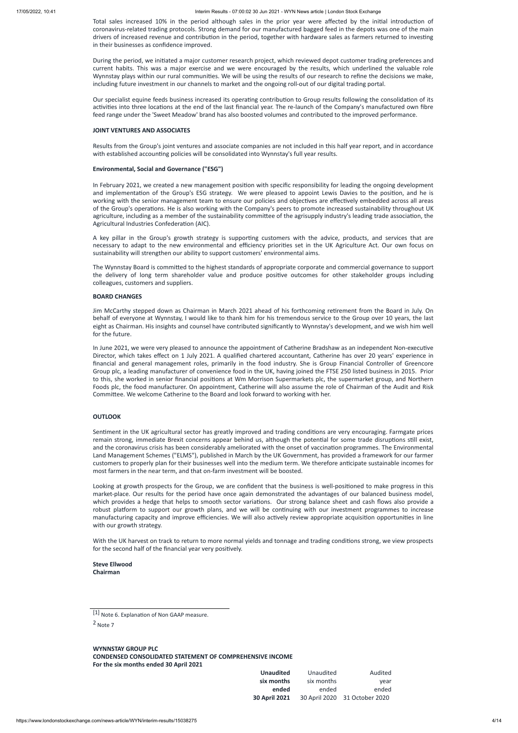Total sales increased 10% in the period although sales in the prior year were affected by the initial introduction of coronavirus-related trading protocols. Strong demand for our manufactured bagged feed in the depots was one of the main drivers of increased revenue and contribution in the period, together with hardware sales as farmers returned to investing in their businesses as confidence improved.

During the period, we initiated a major customer research project, which reviewed depot customer trading preferences and current habits. This was a major exercise and we were encouraged by the results, which underlined the valuable role Wynnstay plays within our rural communities. We will be using the results of our research to refine the decisions we make, including future investment in our channels to market and the ongoing roll-out of our digital trading portal.

Our specialist equine feeds business increased its operating contribution to Group results following the consolidation of its activities into three locations at the end of the last financial year. The re-launch of the Company's manufactured own fibre feed range under the 'Sweet Meadow' brand has also boosted volumes and contributed to the improved performance.

**JOINT VENTURES AND ASSOCIATES**

Results from the Group's joint ventures and associate companies are not included in this half year report, and in accordance with established accounting policies will be consolidated into Wynnstay's full year results.

**Environmental, Social and Governance ("ESG")**

In February 2021, we created a new management position with specific responsibility for leading the ongoing development and implementation of the Group's ESG strategy. We were pleased to appoint Lewis Davies to the position, and he is working with the senior management team to ensure our policies and objectives are effectively embedded across all areas of the Group's operations. He is also working with the Company's peers to promote increased sustainability throughout UK agriculture, including as a member of the sustainability committee of the agrisupply industry's leading trade association, the Agricultural Industries Confederation (AIC).

A key pillar in the Group's growth strategy is supporting customers with the advice, products, and services that are necessary to adapt to the new environmental and efficiency priorities set in the UK Agriculture Act. Our own focus on sustainability will strengthen our ability to support customers' environmental aims.

The Wynnstay Board is committed to the highest standards of appropriate corporate and commercial governance to support the delivery of long term shareholder value and produce positive outcomes for other stakeholder groups including colleagues, customers and suppliers.

**BOARD CHANGES**

Jim McCarthy stepped down as Chairman in March 2021 ahead of his forthcoming retirement from the Board in July. On behalf of everyone at Wynnstay, I would like to thank him for his tremendous service to the Group over 10 years, the last eight as Chairman. His insights and counsel have contributed significantly to Wynnstay's development, and we wish him well for the future.

In June 2021, we were very pleased to announce the appointment of Catherine Bradshaw as an independent Non-executive Director, which takes effect on 1 July 2021. A qualified chartered accountant, Catherine has over 20 years' experience in financial and general management roles, primarily in the food industry. She is Group Financial Controller of Greencore Group plc, a leading manufacturer of convenience food in the UK, having joined the FTSE 250 listed business in 2015. Prior to this, she worked in senior financial positions at Wm Morrison Supermarkets plc, the supermarket group, and Northern Foods plc, the food manufacturer. On appointment, Catherine will also assume the role of Chairman of the Audit and Risk Committee. We welcome Catherine to the Board and look forward to working with her.

**OUTLOOK**

Sentiment in the UK agricultural sector has greatly improved and trading conditions are very encouraging. Farmgate prices remain strong, immediate Brexit concerns appear behind us, although the potential for some trade disruptions still exist, and the coronavirus crisis has been considerably ameliorated with the onset of vaccination programmes. The Environmental Land Management Schemes ("ELMS"), published in March by the UK Government, has provided a framework for our farmer customers to properly plan for their businesses well into the medium term. We therefore anticipate sustainable incomes for most farmers in the near term, and that on-farm investment will be boosted.

Looking at growth prospects for the Group, we are confident that the business is well-positioned to make progress in this market-place. Our results for the period have once again demonstrated the advantages of our balanced business model, which provides a hedge that helps to smooth sector variations. Our strong balance sheet and cash flows also provide a robust platform to support our growth plans, and we will be continuing with our investment programmes to increase manufacturing capacity and improve efficiencies. We will also actively review appropriate acquisition opportunities in line with our growth strategy.

With the UK harvest on track to return to more normal yields and tonnage and trading conditions strong, we view prospects for the second half of the financial year very positively.

**Steve Ellwood**
**Chairman**

---

[1] Note 6. Explanation of Non GAAP measure.

[2] Note 7

**WYNNSTAY GROUP PLC**
**CONDENSED CONSOLIDATED STATEMENT OF COMPREHENSIVE INCOME**
**For the six months ended 30 April 2021**

| | **Unaudited six months ended 30 April 2021** | Unaudited six months ended 30 April 2020 | Audited year ended 31 October 2020 |
|---|---|---|---|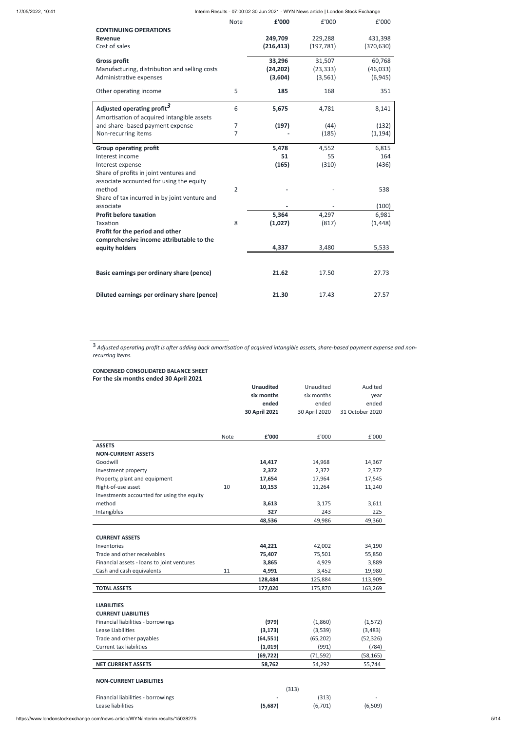| | Note | £'000 | £'000 | £'000 |
|---|---|---|---|---|
| **CONTINUING OPERATIONS** | | | | |
| **Revenue** | | **249,709** | 229,288 | 431,398 |
| Cost of sales | | **(216,413)** | (197,781) | (370,630) |
| **Gross profit** | | **33,296** | 31,507 | 60,768 |
| Manufacturing, distribution and selling costs | | **(24,202)** | (23,333) | (46,033) |
| Administrative expenses | | **(3,604)** | (3,561) | (6,945) |
| Other operating income | 5 | **185** | 168 | 351 |
| **Adjusted operating profit[3]** | 6 | **5,675** | 4,781 | 8,141 |
| Amortisation of acquired intangible assets and share -based payment expense | 7 | **(197)** | (44) | (132) |
| Non-recurring items | 7 | **-** | (185) | (1,194) |
| **Group operating profit** | | **5,478** | 4,552 | 6,815 |
| Interest income | | **51** | 55 | 164 |
| Interest expense | | **(165)** | (310) | (436) |
| Share of profits in joint ventures and associate accounted for using the equity method | 2 | **-** | - | 538 |
| Share of tax incurred in by joint venture and associate | | **-** | - | (100) |
| **Profit before taxation** | | **5,364** | 4,297 | 6,981 |
| Taxation | 8 | **(1,027)** | (817) | (1,448) |
| **Profit for the period and other comprehensive income attributable to the equity holders** | | **4,337** | 3,480 | 5,533 |
| **Basic earnings per ordinary share (pence)** | | **21.62** | 17.50 | 27.73 |
| **Diluted earnings per ordinary share (pence)** | | **21.30** | 17.43 | 27.57 |

[3] *Adjusted operating profit is after adding back amortisation of acquired intangible assets, share-based payment expense and non-recurring items.*

**CONDENSED CONSOLIDATED BALANCE SHEET**
**For the six months ended 30 April 2021**

| | Note | **Unaudited six months ended 30 April 2021** | Unaudited six months ended 30 April 2020 | Audited year ended 31 October 2020 |
|---|---|---|---|---|
| | Note | **£'000** | £'000 | £'000 |
| **ASSETS** | | | | |
| **NON-CURRENT ASSETS** | | | | |
| Goodwill | | **14,417** | 14,968 | 14,367 |
| Investment property | | **2,372** | 2,372 | 2,372 |
| Property, plant and equipment | | **17,654** | 17,964 | 17,545 |
| Right-of-use asset | 10 | **10,153** | 11,264 | 11,240 |
| Investments accounted for using the equity method | | **3,613** | 3,175 | 3,611 |
| Intangibles | | **327** | 243 | 225 |
| | | **48,536** | 49,986 | 49,360 |
| **CURRENT ASSETS** | | | | |
| Inventories | | **44,221** | 42,002 | 34,190 |
| Trade and other receivables | | **75,407** | 75,501 | 55,850 |
| Financial assets - loans to joint ventures | | **3,865** | 4,929 | 3,889 |
| Cash and cash equivalents | 11 | **4,991** | 3,452 | 19,980 |
| | | **128,484** | 125,884 | 113,909 |
| **TOTAL ASSETS** | | **177,020** | 175,870 | 163,269 |
| **LIABILITIES** | | | | |
| **CURRENT LIABILITIES** | | | | |
| Financial liabilities - borrowings | | **(979)** | (1,860) | (1,572) |
| Lease Liabilities | | **(3,173)** | (3,539) | (3,483) |
| Trade and other payables | | **(64,551)** | (65,202) | (52,326) |
| Current tax liabilities | | **(1,019)** | (991) | (784) |
| | | **(69,722)** | (71,592) | (58,165) |
| **NET CURRENT ASSETS** | | **58,762** | 54,292 | 55,744 |
| **NON-CURRENT LIABILITIES** | | | | |
| Financial liabilities - borrowings | | **-** | (313) | - |
| Lease liabilities | | **(5,687)** | (6,701) | (6,509) |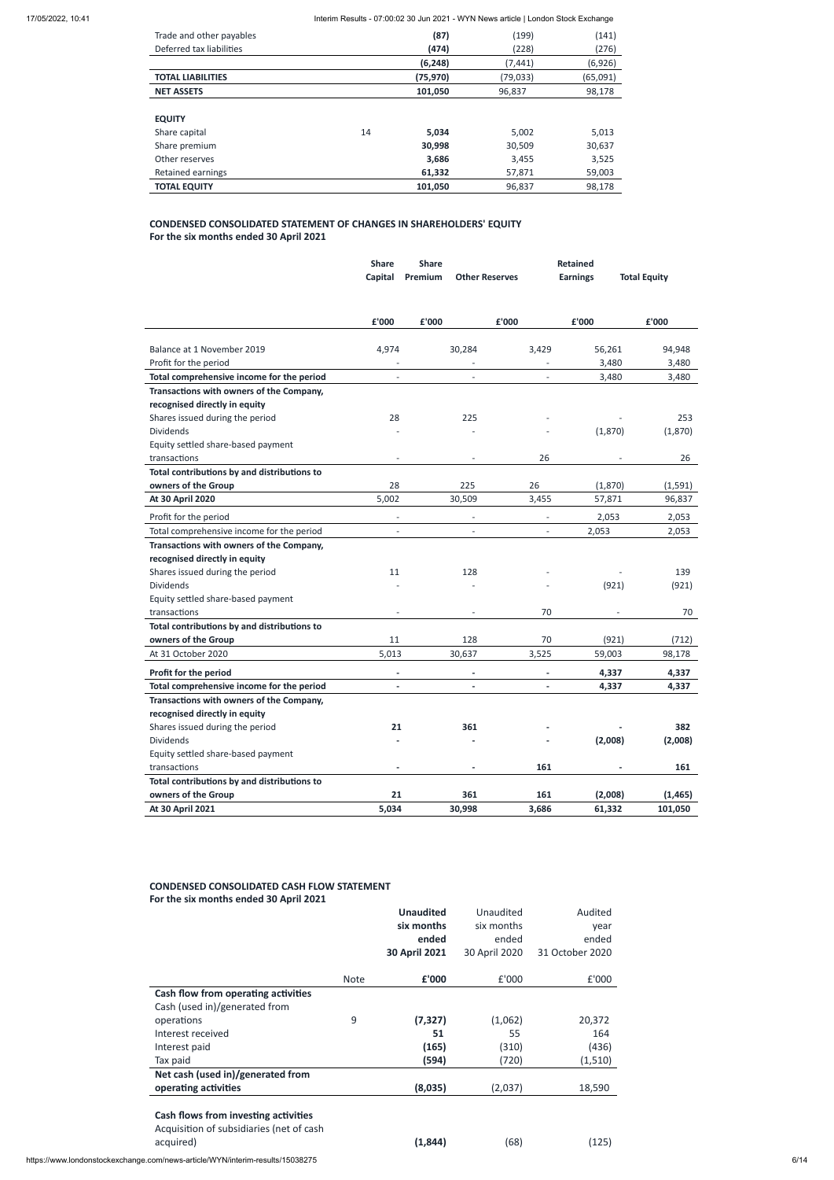| | | | | |
|---|---|---|---|---|
| Trade and other payables | | **(87)** | (199) | (141) |
| Deferred tax liabilities | | **(474)** | (228) | (276) |
| | | **(6,248)** | (7,441) | (6,926) |
| **TOTAL LIABILITIES** | | **(75,970)** | (79,033) | (65,091) |
| **NET ASSETS** | | **101,050** | 96,837 | 98,178 |
| | | | | |
| **EQUITY** | | | | |
| Share capital | 14 | **5,034** | 5,002 | 5,013 |
| Share premium | | **30,998** | 30,509 | 30,637 |
| Other reserves | | **3,686** | 3,455 | 3,525 |
| Retained earnings | | **61,332** | 57,871 | 59,003 |
| **TOTAL EQUITY** | | **101,050** | 96,837 | 98,178 |

**CONDENSED CONSOLIDATED STATEMENT OF CHANGES IN SHAREHOLDERS' EQUITY**
**For the six months ended 30 April 2021**

| | **Share Capital** | **Share Premium** | **Other Reserves** | **Retained Earnings** | **Total Equity** |
|---|---|---|---|---|---|
| | **£'000** | **£'000** | **£'000** | **£'000** | **£'000** |
| Balance at 1 November 2019 | 4,974 | 30,284 | 3,429 | 56,261 | 94,948 |
| Profit for the period | - | - | - | 3,480 | 3,480 |
| **Total comprehensive income for the period** | - | - | - | 3,480 | 3,480 |
| **Transactions with owners of the Company, recognised directly in equity** | | | | | |
| Shares issued during the period | 28 | 225 | - | - | 253 |
| Dividends | - | - | - | (1,870) | (1,870) |
| Equity settled share-based payment transactions | - | - | 26 | - | 26 |
| **Total contributions by and distributions to owners of the Group** | 28 | 225 | 26 | (1,870) | (1,591) |
| **At 30 April 2020** | 5,002 | 30,509 | 3,455 | 57,871 | 96,837 |
| Profit for the period | - | - | - | 2,053 | 2,053 |
| Total comprehensive income for the period | - | - | - | 2,053 | 2,053 |
| **Transactions with owners of the Company, recognised directly in equity** | | | | | |
| Shares issued during the period | 11 | 128 | - | - | 139 |
| Dividends | - | - | - | (921) | (921) |
| Equity settled share-based payment transactions | - | - | 70 | - | 70 |
| **Total contributions by and distributions to owners of the Group** | 11 | 128 | 70 | (921) | (712) |
| At 31 October 2020 | 5,013 | 30,637 | 3,525 | 59,003 | 98,178 |
| **Profit for the period** | **-** | **-** | **-** | **4,337** | **4,337** |
| **Total comprehensive income for the period** | **-** | **-** | **-** | **4,337** | **4,337** |
| **Transactions with owners of the Company, recognised directly in equity** | | | | | |
| Shares issued during the period | **21** | **361** | **-** | **-** | **382** |
| Dividends | **-** | **-** | **-** | **(2,008)** | **(2,008)** |
| Equity settled share-based payment transactions | **-** | **-** | **161** | **-** | **161** |
| **Total contributions by and distributions to owners of the Group** | **21** | **361** | **161** | **(2,008)** | **(1,465)** |
| **At 30 April 2021** | **5,034** | **30,998** | **3,686** | **61,332** | **101,050** |

**CONDENSED CONSOLIDATED CASH FLOW STATEMENT**
**For the six months ended 30 April 2021**

| | Note | **Unaudited six months ended 30 April 2021** | Unaudited six months ended 30 April 2020 | Audited year ended 31 October 2020 |
|---|---|---|---|---|
| | | **£'000** | £'000 | £'000 |
| **Cash flow from operating activities** | | | | |
| Cash (used in)/generated from operations | 9 | **(7,327)** | (1,062) | 20,372 |
| Interest received | | **51** | 55 | 164 |
| Interest paid | | **(165)** | (310) | (436) |
| Tax paid | | **(594)** | (720) | (1,510) |
| **Net cash (used in)/generated from operating activities** | | **(8,035)** | (2,037) | 18,590 |
| | | | | |
| **Cash flows from investing activities** | | | | |
| Acquisition of subsidiaries (net of cash acquired) | | **(1,844)** | (68) | (125) |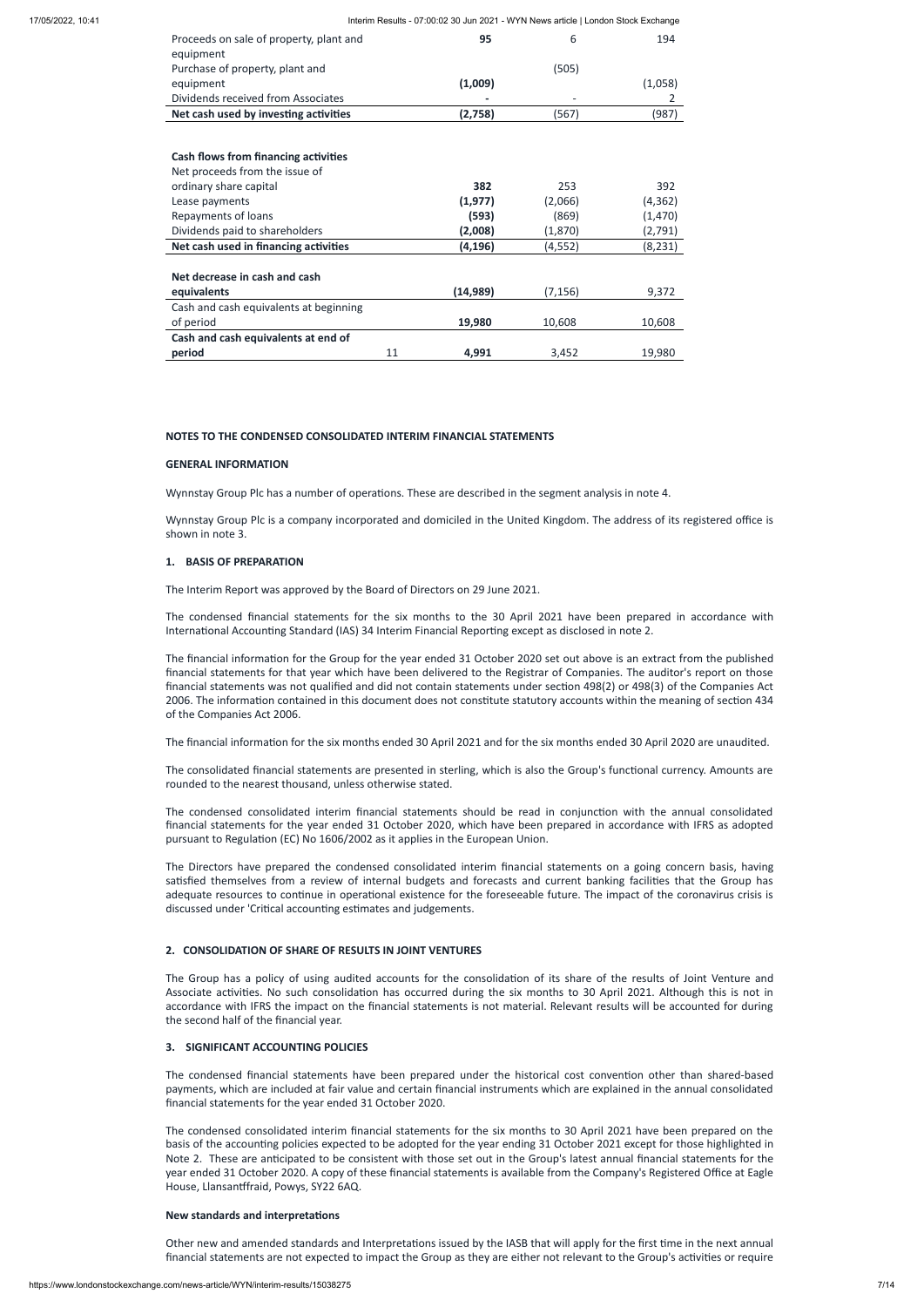| | | | | |
|---|---|---|---|---|
| Proceeds on sale of property, plant and equipment | | **95** | 6 | 194 |
| Purchase of property, plant and equipment | | **(1,009)** | (505) | (1,058) |
| Dividends received from Associates | | **-** | - | 2 |
| **Net cash used by investing activities** | | **(2,758)** | (567) | (987) |
| | | | | |
| **Cash flows from financing activities** | | | | |
| Net proceeds from the issue of ordinary share capital | | **382** | 253 | 392 |
| Lease payments | | **(1,977)** | (2,066) | (4,362) |
| Repayments of loans | | **(593)** | (869) | (1,470) |
| Dividends paid to shareholders | | **(2,008)** | (1,870) | (2,791) |
| **Net cash used in financing activities** | | **(4,196)** | (4,552) | (8,231) |
| | | | | |
| **Net decrease in cash and cash equivalents** | | **(14,989)** | (7,156) | 9,372 |
| Cash and cash equivalents at beginning of period | | **19,980** | 10,608 | 10,608 |
| **Cash and cash equivalents at end of period** | 11 | **4,991** | 3,452 | 19,980 |

**NOTES TO THE CONDENSED CONSOLIDATED INTERIM FINANCIAL STATEMENTS**

**GENERAL INFORMATION**

Wynnstay Group Plc has a number of operations. These are described in the segment analysis in note 4.

Wynnstay Group Plc is a company incorporated and domiciled in the United Kingdom. The address of its registered office is shown in note 3.

**1. BASIS OF PREPARATION**

The Interim Report was approved by the Board of Directors on 29 June 2021.

The condensed financial statements for the six months to the 30 April 2021 have been prepared in accordance with International Accounting Standard (IAS) 34 Interim Financial Reporting except as disclosed in note 2.

The financial information for the Group for the year ended 31 October 2020 set out above is an extract from the published financial statements for that year which have been delivered to the Registrar of Companies. The auditor's report on those financial statements was not qualified and did not contain statements under section 498(2) or 498(3) of the Companies Act 2006. The information contained in this document does not constitute statutory accounts within the meaning of section 434 of the Companies Act 2006.

The financial information for the six months ended 30 April 2021 and for the six months ended 30 April 2020 are unaudited.

The consolidated financial statements are presented in sterling, which is also the Group's functional currency. Amounts are rounded to the nearest thousand, unless otherwise stated.

The condensed consolidated interim financial statements should be read in conjunction with the annual consolidated financial statements for the year ended 31 October 2020, which have been prepared in accordance with IFRS as adopted pursuant to Regulation (EC) No 1606/2002 as it applies in the European Union.

The Directors have prepared the condensed consolidated interim financial statements on a going concern basis, having satisfied themselves from a review of internal budgets and forecasts and current banking facilities that the Group has adequate resources to continue in operational existence for the foreseeable future. The impact of the coronavirus crisis is discussed under 'Critical accounting estimates and judgements.

**2. CONSOLIDATION OF SHARE OF RESULTS IN JOINT VENTURES**

The Group has a policy of using audited accounts for the consolidation of its share of the results of Joint Venture and Associate activities. No such consolidation has occurred during the six months to 30 April 2021. Although this is not in accordance with IFRS the impact on the financial statements is not material. Relevant results will be accounted for during the second half of the financial year.

**3. SIGNIFICANT ACCOUNTING POLICIES**

The condensed financial statements have been prepared under the historical cost convention other than shared-based payments, which are included at fair value and certain financial instruments which are explained in the annual consolidated financial statements for the year ended 31 October 2020.

The condensed consolidated interim financial statements for the six months to 30 April 2021 have been prepared on the basis of the accounting policies expected to be adopted for the year ending 31 October 2021 except for those highlighted in Note 2. These are anticipated to be consistent with those set out in the Group's latest annual financial statements for the year ended 31 October 2020. A copy of these financial statements is available from the Company's Registered Office at Eagle House, Llansantffraid, Powys, SY22 6AQ.

**New standards and interpretations**

Other new and amended standards and Interpretations issued by the IASB that will apply for the first time in the next annual financial statements are not expected to impact the Group as they are either not relevant to the Group's activities or require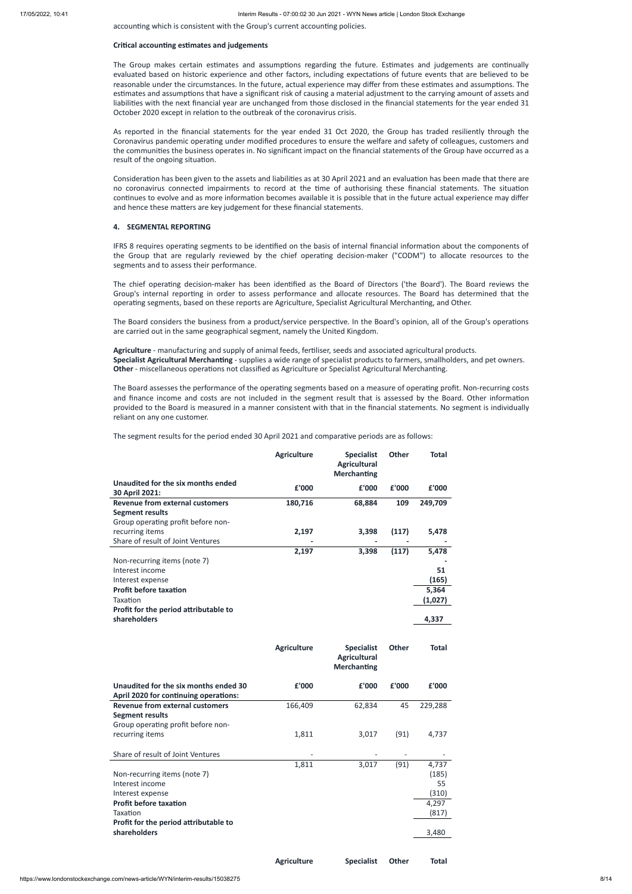accounting which is consistent with the Group's current accounting policies.

**Critical accounting estimates and judgements**

The Group makes certain estimates and assumptions regarding the future. Estimates and judgements are continually evaluated based on historic experience and other factors, including expectations of future events that are believed to be reasonable under the circumstances. In the future, actual experience may differ from these estimates and assumptions. The estimates and assumptions that have a significant risk of causing a material adjustment to the carrying amount of assets and liabilities with the next financial year are unchanged from those disclosed in the financial statements for the year ended 31 October 2020 except in relation to the outbreak of the coronavirus crisis.

As reported in the financial statements for the year ended 31 Oct 2020, the Group has traded resiliently through the Coronavirus pandemic operating under modified procedures to ensure the welfare and safety of colleagues, customers and the communities the business operates in. No significant impact on the financial statements of the Group have occurred as a result of the ongoing situation.

Consideration has been given to the assets and liabilities as at 30 April 2021 and an evaluation has been made that there are no coronavirus connected impairments to record at the time of authorising these financial statements. The situation continues to evolve and as more information becomes available it is possible that in the future actual experience may differ and hence these matters are key judgement for these financial statements.

**4. SEGMENTAL REPORTING**

IFRS 8 requires operating segments to be identified on the basis of internal financial information about the components of the Group that are regularly reviewed by the chief operating decision-maker ("CODM") to allocate resources to the segments and to assess their performance.

The chief operating decision-maker has been identified as the Board of Directors ('the Board'). The Board reviews the Group's internal reporting in order to assess performance and allocate resources. The Board has determined that the operating segments, based on these reports are Agriculture, Specialist Agricultural Merchanting, and Other.

The Board considers the business from a product/service perspective. In the Board's opinion, all of the Group's operations are carried out in the same geographical segment, namely the United Kingdom.

**Agriculture** - manufacturing and supply of animal feeds, fertiliser, seeds and associated agricultural products.
**Specialist Agricultural Merchanting** - supplies a wide range of specialist products to farmers, smallholders, and pet owners.
**Other** - miscellaneous operations not classified as Agriculture or Specialist Agricultural Merchanting.

The Board assesses the performance of the operating segments based on a measure of operating profit. Non-recurring costs and finance income and costs are not included in the segment result that is assessed by the Board. Other information provided to the Board is measured in a manner consistent with that in the financial statements. No segment is individually reliant on any one customer.

The segment results for the period ended 30 April 2021 and comparative periods are as follows:

| | **Agriculture** | **Specialist Agricultural Merchanting** | **Other** | **Total** |
|---|---|---|---|---|
| **Unaudited for the six months ended 30 April 2021:** | **£'000** | **£'000** | **£'000** | **£'000** |
| **Revenue from external customers** | **180,716** | **68,884** | **109** | **249,709** |
| **Segment results** | | | | |
| Group operating profit before non-recurring items | **2,197** | **3,398** | **(117)** | **5,478** |
| Share of result of Joint Ventures | **-** | **-** | **-** | **-** |
| | **2,197** | **3,398** | **(117)** | **5,478** |
| Non-recurring items (note 7) | | | | **-** |
| Interest income | | | | **51** |
| Interest expense | | | | **(165)** |
| **Profit before taxation** | | | | **5,364** |
| Taxation | | | | **(1,027)** |
| **Profit for the period attributable to shareholders** | | | | **4,337** |

| | **Agriculture** | **Specialist Agricultural Merchanting** | **Other** | **Total** |
|---|---|---|---|---|
| **Unaudited for the six months ended 30 April 2020 for continuing operations:** | **£'000** | **£'000** | **£'000** | **£'000** |
| **Revenue from external customers** | 166,409 | 62,834 | 45 | 229,288 |
| **Segment results** | | | | |
| Group operating profit before non-recurring items | 1,811 | 3,017 | (91) | 4,737 |
| Share of result of Joint Ventures | - | - | - | - |
| | 1,811 | 3,017 | (91) | 4,737 |
| Non-recurring items (note 7) | | | | (185) |
| Interest income | | | | 55 |
| Interest expense | | | | (310) |
| **Profit before taxation** | | | | 4,297 |
| Taxation | | | | (817) |
| **Profit for the period attributable to shareholders** | | | | 3,480 |

| **Agriculture** | **Specialist** | **Other** | **Total** |
|---|---|---|---|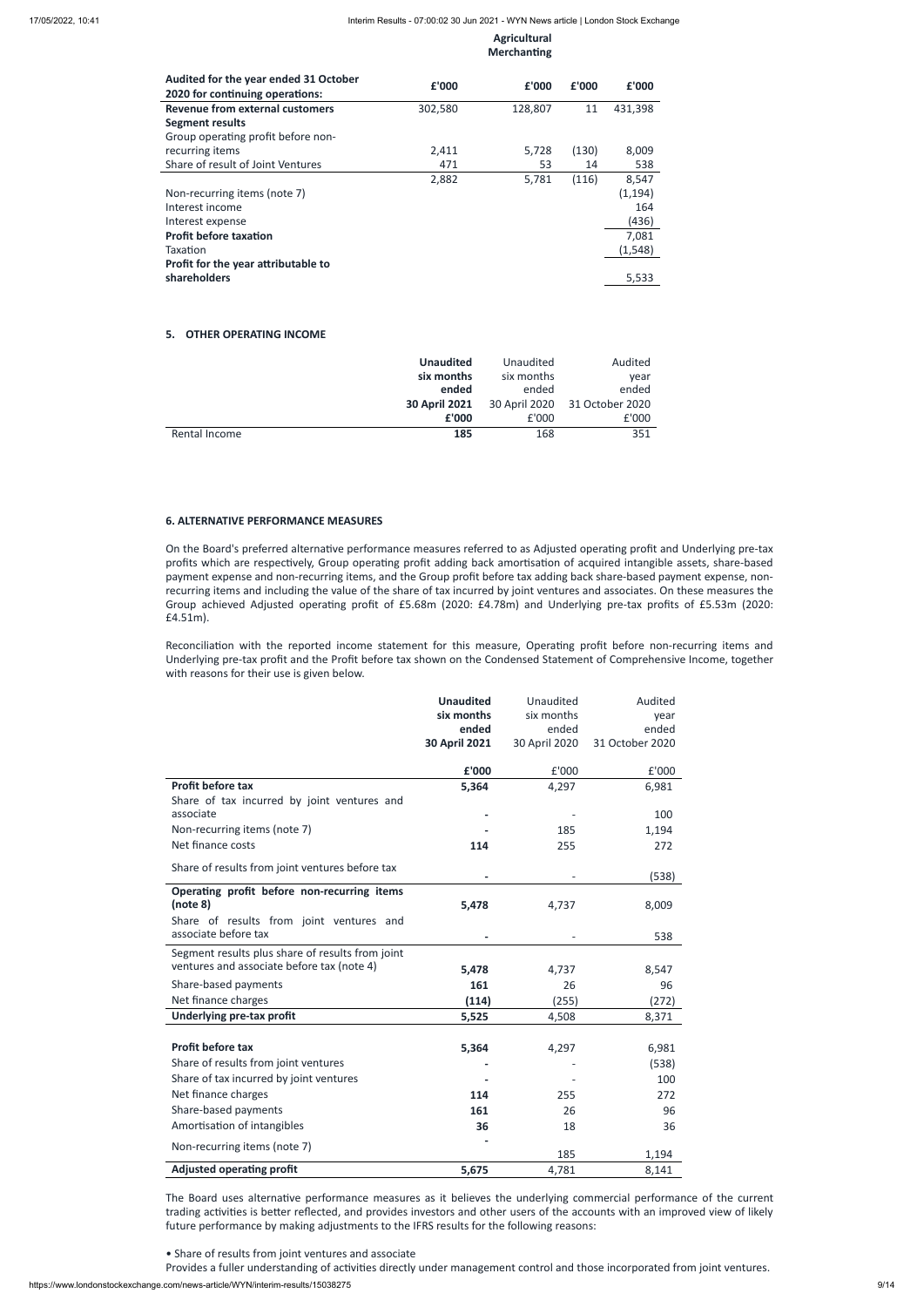| Audited for the year ended 31 October 2020 for continuing operations: | £'000 | Agricultural Merchanting £'000 | £'000 | £'000 |
|---|---|---|---|---|
| **Revenue from external customers** | 302,580 | 128,807 | 11 | 431,398 |
| **Segment results** | | | | |
| Group operating profit before non-recurring items | 2,411 | 5,728 | (130) | 8,009 |
| Share of result of Joint Ventures | 471 | 53 | 14 | 538 |
| | 2,882 | 5,781 | (116) | 8,547 |
| Non-recurring items (note 7) | | | | (1,194) |
| Interest income | | | | 164 |
| Interest expense | | | | (436) |
| **Profit before taxation** | | | | 7,081 |
| Taxation | | | | (1,548) |
| **Profit for the year attributable to shareholders** | | | | 5,533 |

## 5. OTHER OPERATING INCOME

| | **Unaudited six months ended 30 April 2021 £'000** | Unaudited six months ended 30 April 2020 £'000 | Audited year ended 31 October 2020 £'000 |
|---|---|---|---|
| Rental Income | **185** | 168 | 351 |

## 6. ALTERNATIVE PERFORMANCE MEASURES

On the Board's preferred alternative performance measures referred to as Adjusted operating profit and Underlying pre-tax profits which are respectively, Group operating profit adding back amortisation of acquired intangible assets, share-based payment expense and non-recurring items, and the Group profit before tax adding back share-based payment expense, non-recurring items and including the value of the share of tax incurred by joint ventures and associates. On these measures the Group achieved Adjusted operating profit of £5.68m (2020: £4.78m) and Underlying pre-tax profits of £5.53m (2020: £4.51m).

Reconciliation with the reported income statement for this measure, Operating profit before non-recurring items and Underlying pre-tax profit and the Profit before tax shown on the Condensed Statement of Comprehensive Income, together with reasons for their use is given below.

| | **Unaudited six months ended 30 April 2021** | Unaudited six months ended 30 April 2020 | Audited year ended 31 October 2020 |
|---|---|---|---|
| | **£'000** | £'000 | £'000 |
| **Profit before tax** | **5,364** | 4,297 | 6,981 |
| Share of tax incurred by joint ventures and associate | **-** | - | 100 |
| Non-recurring items (note 7) | **-** | 185 | 1,194 |
| Net finance costs | **114** | 255 | 272 |
| Share of results from joint ventures before tax | **-** | - | (538) |
| **Operating profit before non-recurring items (note 8)** | **5,478** | 4,737 | 8,009 |
| Share of results from joint ventures and associate before tax | **-** | - | 538 |
| Segment results plus share of results from joint ventures and associate before tax (note 4) | **5,478** | 4,737 | 8,547 |
| Share-based payments | **161** | 26 | 96 |
| Net finance charges | **(114)** | (255) | (272) |
| **Underlying pre-tax profit** | **5,525** | 4,508 | 8,371 |
| | | | |
| **Profit before tax** | **5,364** | 4,297 | 6,981 |
| Share of results from joint ventures | **-** | - | (538) |
| Share of tax incurred by joint ventures | **-** | - | 100 |
| Net finance charges | **114** | 255 | 272 |
| Share-based payments | **161** | 26 | 96 |
| Amortisation of intangibles | **36** | 18 | 36 |
| Non-recurring items (note 7) | **-** | 185 | 1,194 |
| **Adjusted operating profit** | **5,675** | 4,781 | 8,141 |

The Board uses alternative performance measures as it believes the underlying commercial performance of the current trading activities is better reflected, and provides investors and other users of the accounts with an improved view of likely future performance by making adjustments to the IFRS results for the following reasons:

• Share of results from joint ventures and associate

Provides a fuller understanding of activities directly under management control and those incorporated from joint ventures.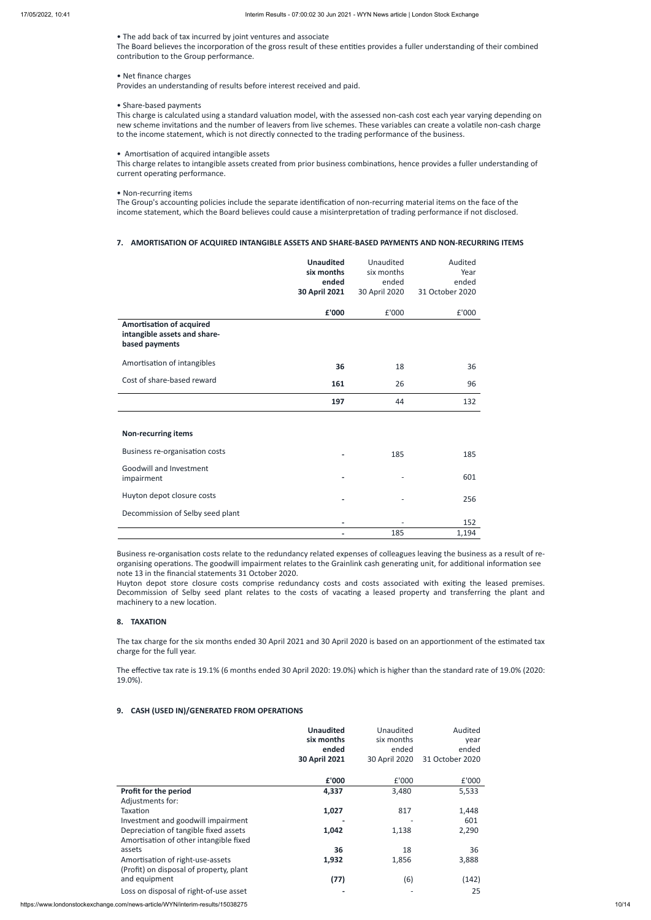• The add back of tax incurred by joint ventures and associate
The Board believes the incorporation of the gross result of these entities provides a fuller understanding of their combined contribution to the Group performance.

• Net finance charges
Provides an understanding of results before interest received and paid.

• Share-based payments
This charge is calculated using a standard valuation model, with the assessed non-cash cost each year varying depending on new scheme invitations and the number of leavers from live schemes. These variables can create a volatile non-cash charge to the income statement, which is not directly connected to the trading performance of the business.

• Amortisation of acquired intangible assets
This charge relates to intangible assets created from prior business combinations, hence provides a fuller understanding of current operating performance.

• Non-recurring items
The Group's accounting policies include the separate identification of non-recurring material items on the face of the income statement, which the Board believes could cause a misinterpretation of trading performance if not disclosed.

## 7. AMORTISATION OF ACQUIRED INTANGIBLE ASSETS AND SHARE-BASED PAYMENTS AND NON-RECURRING ITEMS

| | **Unaudited six months ended 30 April 2021** | Unaudited six months ended 30 April 2020 | Audited Year ended 31 October 2020 |
|---|---|---|---|
| | **£'000** | £'000 | £'000 |
| **Amortisation of acquired intangible assets and share-based payments** | | | |
| Amortisation of intangibles | **36** | 18 | 36 |
| Cost of share-based reward | **161** | 26 | 96 |
| | **197** | 44 | 132 |
| | | | |
| **Non-recurring items** | | | |
| Business re-organisation costs | **-** | 185 | 185 |
| Goodwill and Investment impairment | **-** | - | 601 |
| Huyton depot closure costs | **-** | - | 256 |
| Decommission of Selby seed plant | **-** | - | 152 |
| | **-** | 185 | 1,194 |

Business re-organisation costs relate to the redundancy related expenses of colleagues leaving the business as a result of re-organising operations. The goodwill impairment relates to the Grainlink cash generating unit, for additional information see note 13 in the financial statements 31 October 2020.
Huyton depot store closure costs comprise redundancy costs and costs associated with exiting the leased premises. Decommission of Selby seed plant relates to the costs of vacating a leased property and transferring the plant and machinery to a new location.

## 8. TAXATION

The tax charge for the six months ended 30 April 2021 and 30 April 2020 is based on an apportionment of the estimated tax charge for the full year.

The effective tax rate is 19.1% (6 months ended 30 April 2020: 19.0%) which is higher than the standard rate of 19.0% (2020: 19.0%).

## 9. CASH (USED IN)/GENERATED FROM OPERATIONS

| | **Unaudited six months ended 30 April 2021** | Unaudited six months ended 30 April 2020 | Audited year ended 31 October 2020 |
|---|---|---|---|
| | **£'000** | £'000 | £'000 |
| **Profit for the period** | **4,337** | 3,480 | 5,533 |
| Adjustments for: | | | |
| Taxation | **1,027** | 817 | 1,448 |
| Investment and goodwill impairment | **-** | - | 601 |
| Depreciation of tangible fixed assets | **1,042** | 1,138 | 2,290 |
| Amortisation of other intangible fixed assets | **36** | 18 | 36 |
| Amortisation of right-use-assets | **1,932** | 1,856 | 3,888 |
| (Profit) on disposal of property, plant and equipment | **(77)** | (6) | (142) |
| Loss on disposal of right-of-use asset | **-** | - | 25 |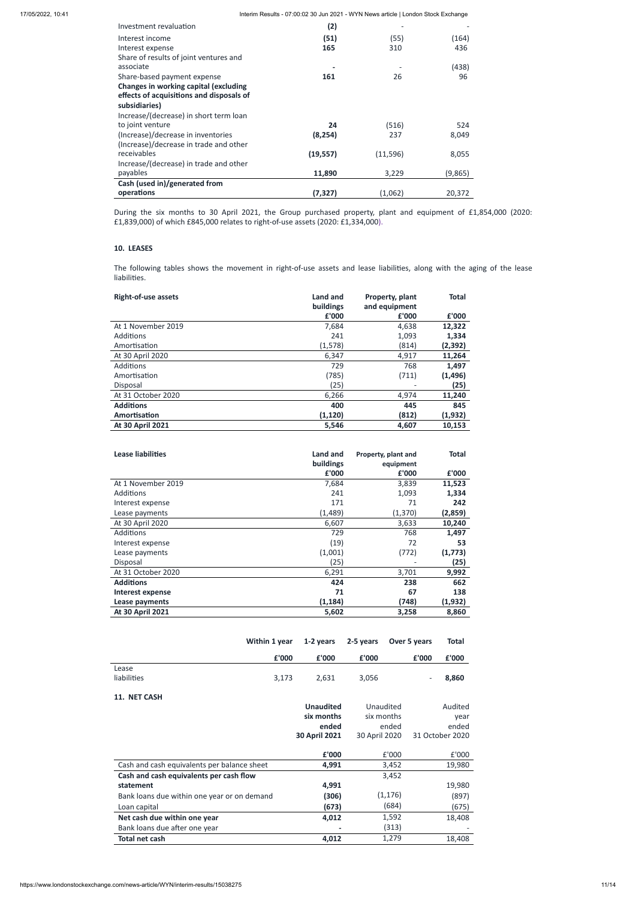| | | | |
|---|---|---|---|
| Investment revaluation | **(2)** | - | - |
| Interest income | **(51)** | (55) | (164) |
| Interest expense | **165** | 310 | 436 |
| Share of results of joint ventures and associate | **-** | - | (438) |
| Share-based payment expense | **161** | 26 | 96 |
| **Changes in working capital (excluding effects of acquisitions and disposals of subsidiaries)** | | | |
| Increase/(decrease) in short term loan to joint venture | **24** | (516) | 524 |
| (Increase)/decrease in inventories | **(8,254)** | 237 | 8,049 |
| (Increase)/decrease in trade and other receivables | **(19,557)** | (11,596) | 8,055 |
| Increase/(decrease) in trade and other payables | **11,890** | 3,229 | (9,865) |
| **Cash (used in)/generated from operations** | **(7,327)** | (1,062) | 20,372 |

During the six months to 30 April 2021, the Group purchased property, plant and equipment of £1,854,000 (2020: £1,839,000) of which £845,000 relates to right-of-use assets (2020: £1,334,000).

### 10. LEASES

The following tables shows the movement in right-of-use assets and lease liabilities, along with the aging of the lease liabilities.

| **Right-of-use assets** | **Land and buildings** | **Property, plant and equipment** | **Total** |
|---|---|---|---|
| | **£'000** | **£'000** | **£'000** |
| At 1 November 2019 | 7,684 | 4,638 | **12,322** |
| Additions | 241 | 1,093 | **1,334** |
| Amortisation | (1,578) | (814) | **(2,392)** |
| At 30 April 2020 | 6,347 | 4,917 | **11,264** |
| Additions | 729 | 768 | **1,497** |
| Amortisation | (785) | (711) | **(1,496)** |
| Disposal | (25) | - | **(25)** |
| At 31 October 2020 | 6,266 | 4,974 | **11,240** |
| **Additions** | **400** | **445** | **845** |
| **Amortisation** | **(1,120)** | **(812)** | **(1,932)** |
| **At 30 April 2021** | **5,546** | **4,607** | **10,153** |

| **Lease liabilities** | **Land and buildings** | **Property, plant and equipment** | **Total** |
|---|---|---|---|
| | **£'000** | **£'000** | **£'000** |
| At 1 November 2019 | 7,684 | 3,839 | **11,523** |
| Additions | 241 | 1,093 | **1,334** |
| Interest expense | 171 | 71 | **242** |
| Lease payments | (1,489) | (1,370) | **(2,859)** |
| At 30 April 2020 | 6,607 | 3,633 | **10,240** |
| Additions | 729 | 768 | **1,497** |
| Interest expense | (19) | 72 | **53** |
| Lease payments | (1,001) | (772) | **(1,773)** |
| Disposal | (25) | - | **(25)** |
| At 31 October 2020 | 6,291 | 3,701 | **9,992** |
| **Additions** | **424** | **238** | **662** |
| **Interest expense** | **71** | **67** | **138** |
| **Lease payments** | **(1,184)** | **(748)** | **(1,932)** |
| **At 30 April 2021** | **5,602** | **3,258** | **8,860** |

| | **Within 1 year** | **1-2 years** | **2-5 years** | **Over 5 years** | **Total** |
|---|---|---|---|---|---|
| | **£'000** | **£'000** | **£'000** | **£'000** | **£'000** |
| Lease liabilities | 3,173 | 2,631 | 3,056 | - | **8,860** |

### 11. NET CASH

| | **Unaudited six months ended 30 April 2021** | Unaudited six months ended 30 April 2020 | Audited year ended 31 October 2020 |
|---|---|---|---|
| | **£'000** | £'000 | £'000 |
| Cash and cash equivalents per balance sheet | **4,991** | 3,452 | 19,980 |
| **Cash and cash equivalents per cash flow statement** | **4,991** | 3,452 | 19,980 |
| Bank loans due within one year or on demand | **(306)** | (1,176) | (897) |
| Loan capital | **(673)** | (684) | (675) |
| **Net cash due within one year** | **4,012** | 1,592 | 18,408 |
| Bank loans due after one year | **-** | (313) | - |
| **Total net cash** | **4,012** | 1,279 | 18,408 |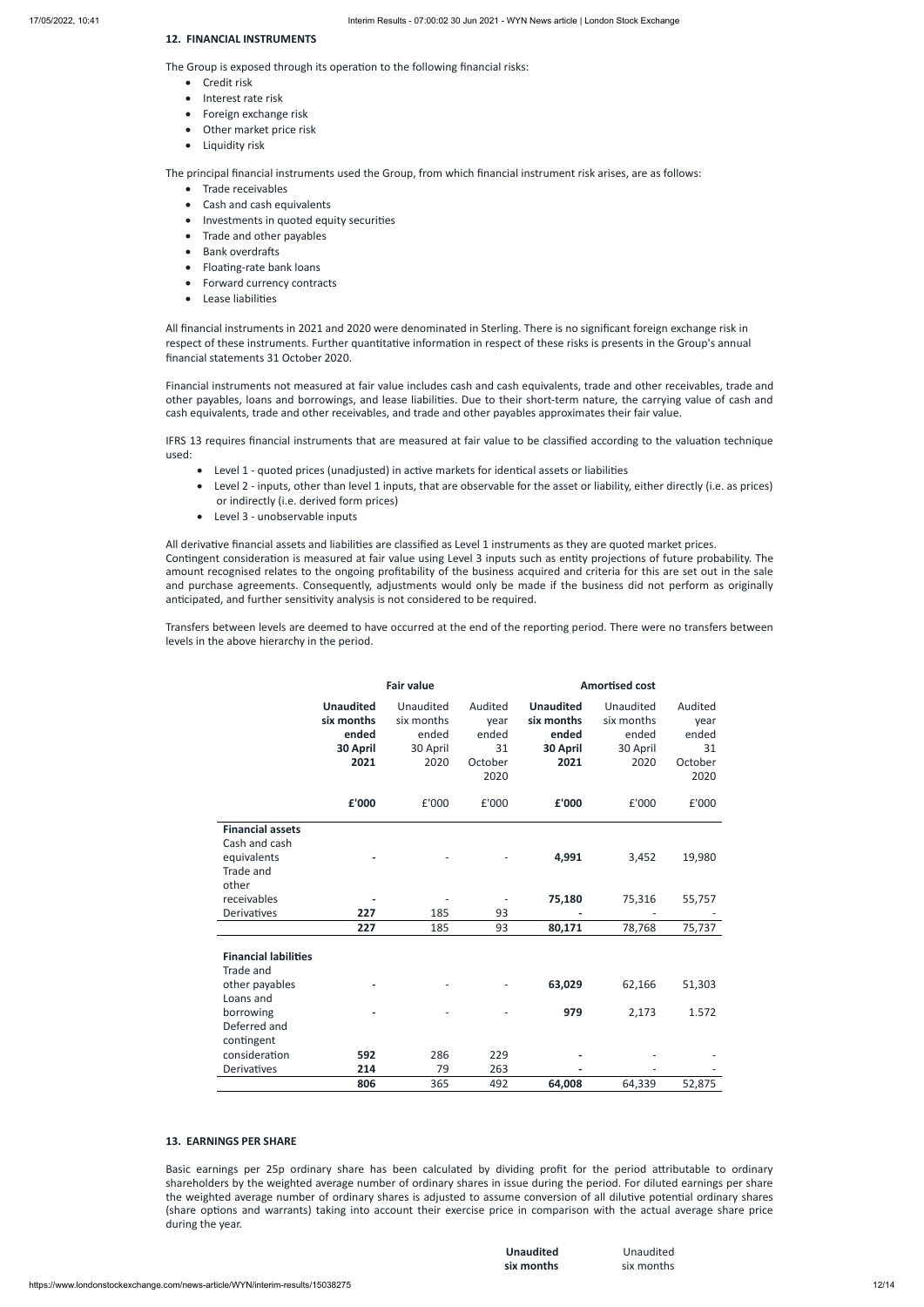## 12. FINANCIAL INSTRUMENTS

The Group is exposed through its operation to the following financial risks:

- Credit risk
- Interest rate risk
- Foreign exchange risk
- Other market price risk
- Liquidity risk

The principal financial instruments used the Group, from which financial instrument risk arises, are as follows:

- Trade receivables
- Cash and cash equivalents
- Investments in quoted equity securities
- Trade and other payables
- Bank overdrafts
- Floating-rate bank loans
- Forward currency contracts
- Lease liabilities

All financial instruments in 2021 and 2020 were denominated in Sterling. There is no significant foreign exchange risk in respect of these instruments. Further quantitative information in respect of these risks is presents in the Group's annual financial statements 31 October 2020.

Financial instruments not measured at fair value includes cash and cash equivalents, trade and other receivables, trade and other payables, loans and borrowings, and lease liabilities. Due to their short-term nature, the carrying value of cash and cash equivalents, trade and other receivables, and trade and other payables approximates their fair value.

IFRS 13 requires financial instruments that are measured at fair value to be classified according to the valuation technique used:

- Level 1 - quoted prices (unadjusted) in active markets for identical assets or liabilities
- Level 2 - inputs, other than level 1 inputs, that are observable for the asset or liability, either directly (i.e. as prices) or indirectly (i.e. derived form prices)
- Level 3 - unobservable inputs

All derivative financial assets and liabilities are classified as Level 1 instruments as they are quoted market prices. Contingent consideration is measured at fair value using Level 3 inputs such as entity projections of future probability. The amount recognised relates to the ongoing profitability of the business acquired and criteria for this are set out in the sale and purchase agreements. Consequently, adjustments would only be made if the business did not perform as originally anticipated, and further sensitivity analysis is not considered to be required.

Transfers between levels are deemed to have occurred at the end of the reporting period. There were no transfers between levels in the above hierarchy in the period.

| | Fair value | | | Amortised cost | | |
|---|---|---|---|---|---|---|
| | **Unaudited six months ended 30 April 2021** | Unaudited six months ended 30 April 2020 | Audited year ended 31 October 2020 | **Unaudited six months ended 30 April 2021** | Unaudited six months ended 30 April 2020 | Audited year ended 31 October 2020 |
| | **£'000** | £'000 | £'000 | **£'000** | £'000 | £'000 |
| **Financial assets** | | | | | | |
| Cash and cash equivalents | **-** | - | - | **4,991** | 3,452 | 19,980 |
| Trade and other receivables | **-** | - | - | **75,180** | 75,316 | 55,757 |
| Derivatives | **227** | 185 | 93 | **-** | - | - |
| | **227** | 185 | 93 | **80,171** | 78,768 | 75,737 |
| **Financial labilities** | | | | | | |
| Trade and other payables | **-** | - | - | **63,029** | 62,166 | 51,303 |
| Loans and borrowing | **-** | - | - | **979** | 2,173 | 1.572 |
| Deferred and contingent consideration | **592** | 286 | 229 | **-** | - | - |
| Derivatives | **214** | 79 | 263 | **-** | - | - |
| | **806** | 365 | 492 | **64,008** | 64,339 | 52,875 |

## 13. EARNINGS PER SHARE

Basic earnings per 25p ordinary share has been calculated by dividing profit for the period attributable to ordinary shareholders by the weighted average number of ordinary shares in issue during the period. For diluted earnings per share the weighted average number of ordinary shares is adjusted to assume conversion of all dilutive potential ordinary shares (share options and warrants) taking into account their exercise price in comparison with the actual average share price during the year.

| **Unaudited six months** | Unaudited six months |
|---|---|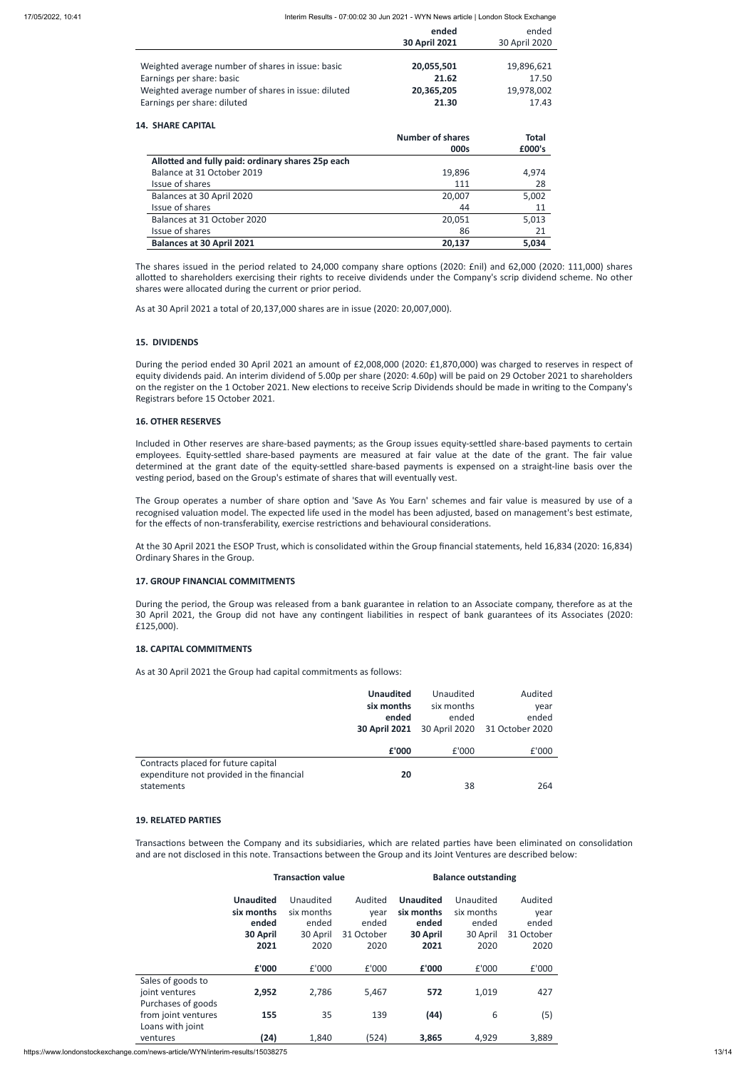| | ended 30 April 2021 | ended 30 April 2020 |
|---|---|---|
| Weighted average number of shares in issue: basic | **20,055,501** | 19,896,621 |
| Earnings per share: basic | **21.62** | 17.50 |
| Weighted average number of shares in issue: diluted | **20,365,205** | 19,978,002 |
| Earnings per share: diluted | **21.30** | 17.43 |

**14. SHARE CAPITAL**

| | Number of shares 000s | Total £000's |
|---|---|---|
| **Allotted and fully paid: ordinary shares 25p each** | | |
| Balance at 31 October 2019 | 19,896 | 4,974 |
| Issue of shares | 111 | 28 |
| Balances at 30 April 2020 | 20,007 | 5,002 |
| Issue of shares | 44 | 11 |
| Balances at 31 October 2020 | 20,051 | 5,013 |
| Issue of shares | 86 | 21 |
| **Balances at 30 April 2021** | **20,137** | **5,034** |

The shares issued in the period related to 24,000 company share options (2020: £nil) and 62,000 (2020: 111,000) shares allotted to shareholders exercising their rights to receive dividends under the Company's scrip dividend scheme. No other shares were allocated during the current or prior period.

As at 30 April 2021 a total of 20,137,000 shares are in issue (2020: 20,007,000).

**15. DIVIDENDS**

During the period ended 30 April 2021 an amount of £2,008,000 (2020: £1,870,000) was charged to reserves in respect of equity dividends paid. An interim dividend of 5.00p per share (2020: 4.60p) will be paid on 29 October 2021 to shareholders on the register on the 1 October 2021. New elections to receive Scrip Dividends should be made in writing to the Company's Registrars before 15 October 2021.

**16. OTHER RESERVES**

Included in Other reserves are share-based payments; as the Group issues equity-settled share-based payments to certain employees. Equity-settled share-based payments are measured at fair value at the date of the grant. The fair value determined at the grant date of the equity-settled share-based payments is expensed on a straight-line basis over the vesting period, based on the Group's estimate of shares that will eventually vest.

The Group operates a number of share option and 'Save As You Earn' schemes and fair value is measured by use of a recognised valuation model. The expected life used in the model has been adjusted, based on management's best estimate, for the effects of non-transferability, exercise restrictions and behavioural considerations.

At the 30 April 2021 the ESOP Trust, which is consolidated within the Group financial statements, held 16,834 (2020: 16,834) Ordinary Shares in the Group.

**17. GROUP FINANCIAL COMMITMENTS**

During the period, the Group was released from a bank guarantee in relation to an Associate company, therefore as at the 30 April 2021, the Group did not have any contingent liabilities in respect of bank guarantees of its Associates (2020: £125,000).

**18. CAPITAL COMMITMENTS**

As at 30 April 2021 the Group had capital commitments as follows:

| | **Unaudited six months ended 30 April 2021** | Unaudited six months ended 30 April 2020 | Audited year ended 31 October 2020 |
|---|---|---|---|
| | **£'000** | £'000 | £'000 |
| Contracts placed for future capital expenditure not provided in the financial statements | **20** | 38 | 264 |

**19. RELATED PARTIES**

Transactions between the Company and its subsidiaries, which are related parties have been eliminated on consolidation and are not disclosed in this note. Transactions between the Group and its Joint Ventures are described below:

| | **Transaction value** | | | **Balance outstanding** | | |
|---|---|---|---|---|---|---|
| | **Unaudited six months ended 30 April 2021** | Unaudited six months ended 30 April 2020 | Audited year ended 31 October 2020 | **Unaudited six months ended 30 April 2021** | Unaudited six months ended 30 April 2020 | Audited year ended 31 October 2020 |
| | **£'000** | £'000 | £'000 | **£'000** | £'000 | £'000 |
| Sales of goods to joint ventures | **2,952** | 2,786 | 5,467 | **572** | 1,019 | 427 |
| Purchases of goods from joint ventures | **155** | 35 | 139 | **(44)** | 6 | (5) |
| Loans with joint ventures | **(24)** | 1,840 | (524) | **3,865** | 4,929 | 3,889 |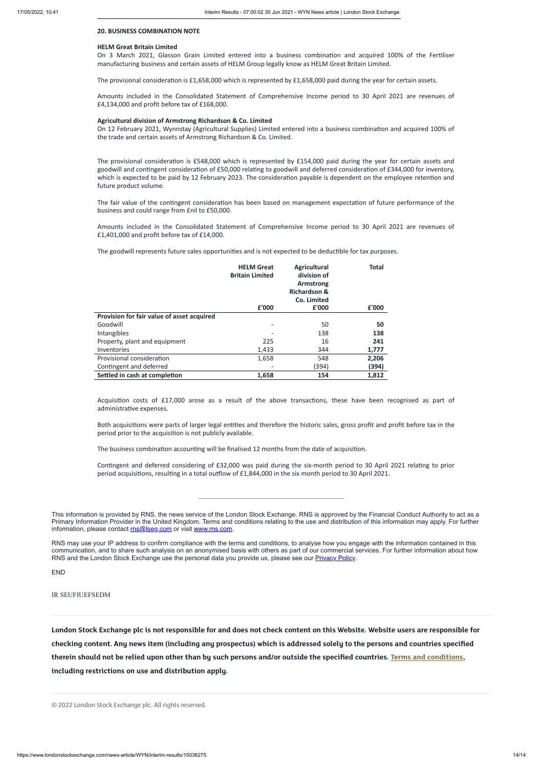### 20. BUSINESS COMBINATION NOTE

**HELM Great Britain Limited**

On 3 March 2021, Glasson Grain Limited entered into a business combination and acquired 100% of the Fertiliser manufacturing business and certain assets of HELM Group legally know as HELM Great Britain Limited.

The provisional consideration is £1,658,000 which is represented by £1,658,000 paid during the year for certain assets.

Amounts included in the Consolidated Statement of Comprehensive Income period to 30 April 2021 are revenues of £4,134,000 and profit before tax of £168,000.

**Agricultural division of Armstrong Richardson & Co. Limited**

On 12 February 2021, Wynnstay (Agricultural Supplies) Limited entered into a business combination and acquired 100% of the trade and certain assets of Armstrong Richardson & Co. Limited.

The provisional consideration is £548,000 which is represented by £154,000 paid during the year for certain assets and goodwill and contingent consideration of £50,000 relating to goodwill and deferred consideration of £344,000 for inventory, which is expected to be paid by 12 February 2023. The consideration payable is dependent on the employee retention and future product volume.

The fair value of the contingent consideration has been based on management expectation of future performance of the business and could range from £nil to £50,000.

Amounts included in the Consolidated Statement of Comprehensive Income period to 30 April 2021 are revenues of £1,401,000 and profit before tax of £14,000.

The goodwill represents future sales opportunities and is not expected to be deductible for tax purposes.

| | HELM Great Britain Limited | Agricultural division of Armstrong Richardson & Co. Limited | Total |
|---|---|---|---|
| | £'000 | £'000 | £'000 |
| **Provision for fair value of asset acquired** | | | |
| Goodwill | - | 50 | **50** |
| Intangibles | - | 138 | **138** |
| Property, plant and equipment | 225 | 16 | **241** |
| Inventories | 1,433 | 344 | **1,777** |
| Provisional consideration | 1,658 | 548 | **2,206** |
| Contingent and deferred | - | (394) | **(394)** |
| **Settled in cash at completion** | **1,658** | **154** | **1,812** |

Acquisition costs of £17,000 arose as a result of the above transactions, these have been recognised as part of administrative expenses.

Both acquisitions were parts of larger legal entities and therefore the historic sales, gross profit and profit before tax in the period prior to the acquisition is not publicly available.

The business combination accounting will be finalised 12 months from the date of acquisition.

Contingent and deferred considering of £32,000 was paid during the six-month period to 30 April 2021 relating to prior period acquisitions, resulting in a total outflow of £1,844,000 in the six month period to 30 April 2021.

---

This information is provided by RNS, the news service of the London Stock Exchange. RNS is approved by the Financial Conduct Authority to act as a Primary Information Provider in the United Kingdom. Terms and conditions relating to the use and distribution of this information may apply. For further information, please contact rns@lseg.com or visit www.rns.com.

RNS may use your IP address to confirm compliance with the terms and conditions, to analyse how you engage with the information contained in this communication, and to share such analysis on an anonymised basis with others as part of our commercial services. For further information about how RNS and the London Stock Exchange use the personal data you provide us, please see our Privacy Policy.

END

IR SEUFIUEFSEDM

**London Stock Exchange plc is not responsible for and does not check content on this Website. Website users are responsible for checking content. Any news item (including any prospectus) which is addressed solely to the persons and countries specified therein should not be relied upon other than by such persons and/or outside the specified countries. Terms and conditions, including restrictions on use and distribution apply.**

© 2022 London Stock Exchange plc. All rights reserved.